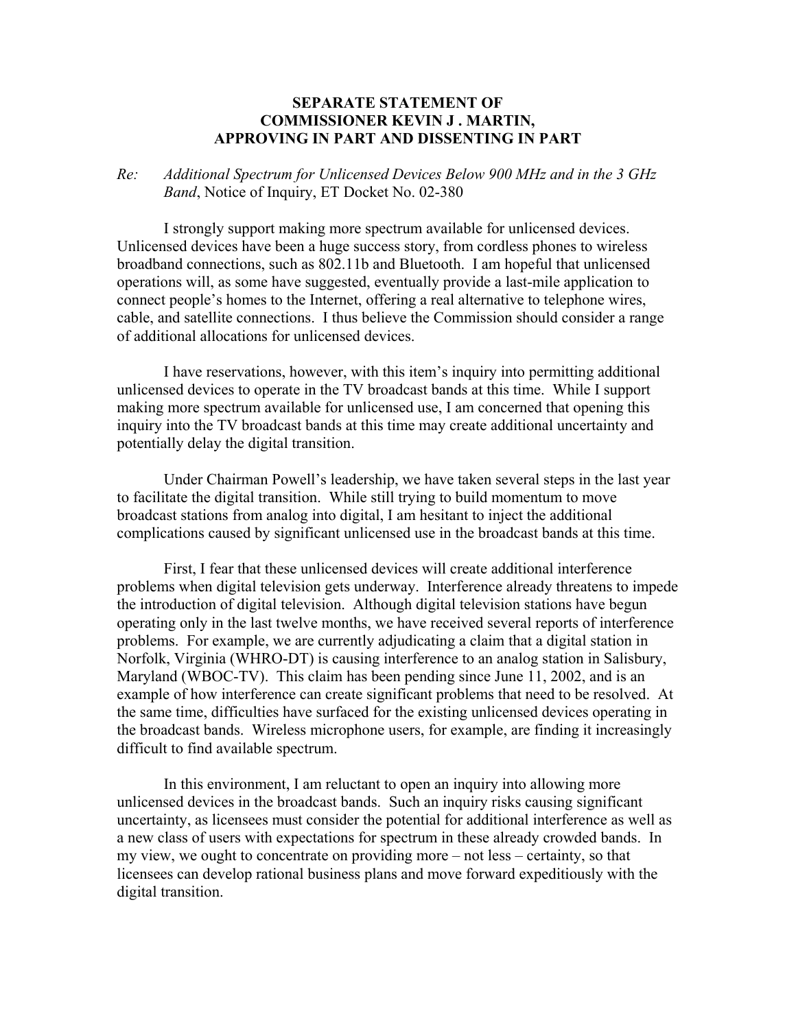**SEPARATE STATEMENT OF**
**COMMISSIONER KEVIN J . MARTIN,**
**APPROVING IN PART AND DISSENTING IN PART**

*Re: Additional Spectrum for Unlicensed Devices Below 900 MHz and in the 3 GHz Band*, Notice of Inquiry, ET Docket No. 02-380

I strongly support making more spectrum available for unlicensed devices. Unlicensed devices have been a huge success story, from cordless phones to wireless broadband connections, such as 802.11b and Bluetooth. I am hopeful that unlicensed operations will, as some have suggested, eventually provide a last-mile application to connect people's homes to the Internet, offering a real alternative to telephone wires, cable, and satellite connections. I thus believe the Commission should consider a range of additional allocations for unlicensed devices.

I have reservations, however, with this item's inquiry into permitting additional unlicensed devices to operate in the TV broadcast bands at this time. While I support making more spectrum available for unlicensed use, I am concerned that opening this inquiry into the TV broadcast bands at this time may create additional uncertainty and potentially delay the digital transition.

Under Chairman Powell's leadership, we have taken several steps in the last year to facilitate the digital transition. While still trying to build momentum to move broadcast stations from analog into digital, I am hesitant to inject the additional complications caused by significant unlicensed use in the broadcast bands at this time.

First, I fear that these unlicensed devices will create additional interference problems when digital television gets underway. Interference already threatens to impede the introduction of digital television. Although digital television stations have begun operating only in the last twelve months, we have received several reports of interference problems. For example, we are currently adjudicating a claim that a digital station in Norfolk, Virginia (WHRO-DT) is causing interference to an analog station in Salisbury, Maryland (WBOC-TV). This claim has been pending since June 11, 2002, and is an example of how interference can create significant problems that need to be resolved. At the same time, difficulties have surfaced for the existing unlicensed devices operating in the broadcast bands. Wireless microphone users, for example, are finding it increasingly difficult to find available spectrum.

In this environment, I am reluctant to open an inquiry into allowing more unlicensed devices in the broadcast bands. Such an inquiry risks causing significant uncertainty, as licensees must consider the potential for additional interference as well as a new class of users with expectations for spectrum in these already crowded bands. In my view, we ought to concentrate on providing more – not less – certainty, so that licensees can develop rational business plans and move forward expeditiously with the digital transition.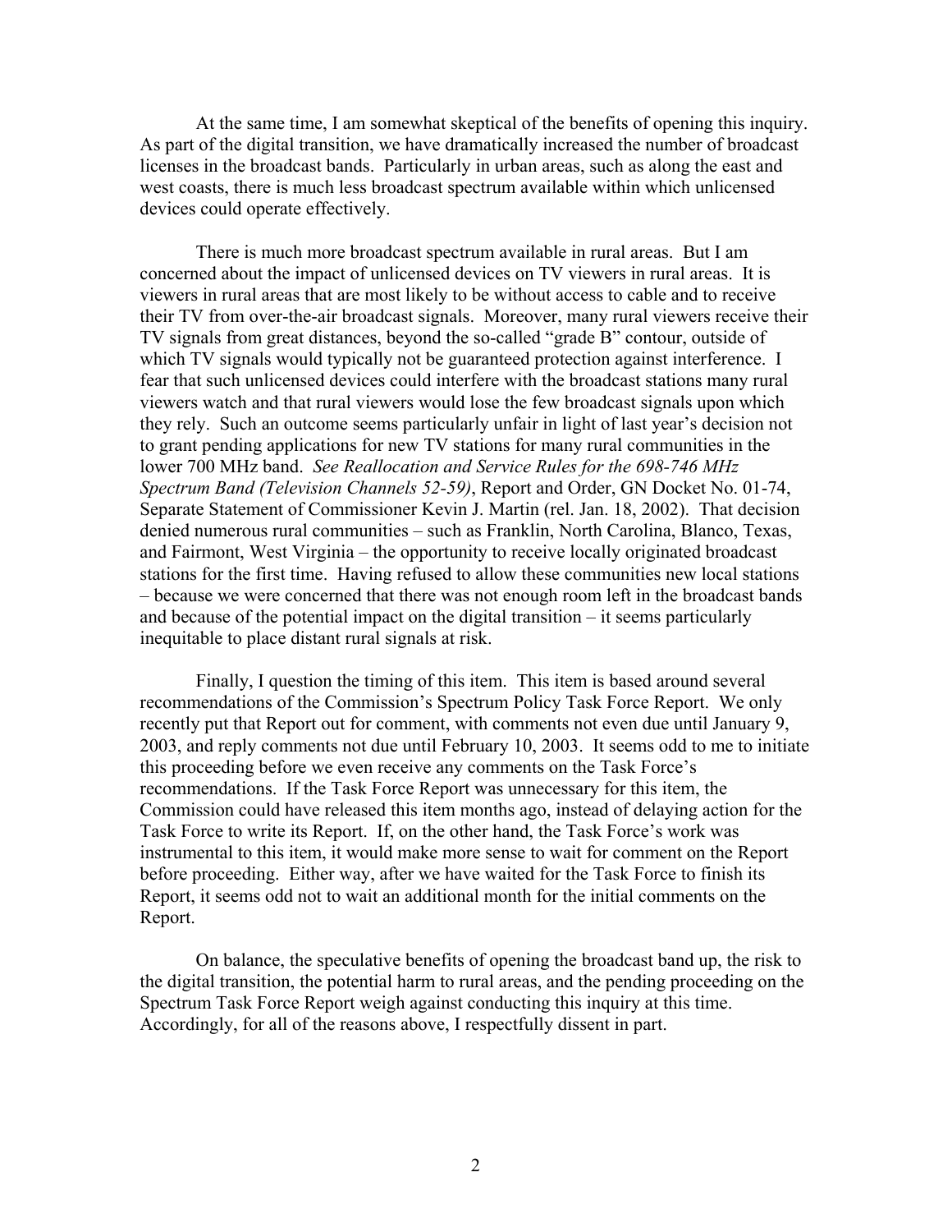At the same time, I am somewhat skeptical of the benefits of opening this inquiry. As part of the digital transition, we have dramatically increased the number of broadcast licenses in the broadcast bands. Particularly in urban areas, such as along the east and west coasts, there is much less broadcast spectrum available within which unlicensed devices could operate effectively.

There is much more broadcast spectrum available in rural areas. But I am concerned about the impact of unlicensed devices on TV viewers in rural areas. It is viewers in rural areas that are most likely to be without access to cable and to receive their TV from over-the-air broadcast signals. Moreover, many rural viewers receive their TV signals from great distances, beyond the so-called "grade B" contour, outside of which TV signals would typically not be guaranteed protection against interference. I fear that such unlicensed devices could interfere with the broadcast stations many rural viewers watch and that rural viewers would lose the few broadcast signals upon which they rely. Such an outcome seems particularly unfair in light of last year's decision not to grant pending applications for new TV stations for many rural communities in the lower 700 MHz band. *See Reallocation and Service Rules for the 698-746 MHz Spectrum Band (Television Channels 52-59)*, Report and Order, GN Docket No. 01-74, Separate Statement of Commissioner Kevin J. Martin (rel. Jan. 18, 2002). That decision denied numerous rural communities – such as Franklin, North Carolina, Blanco, Texas, and Fairmont, West Virginia – the opportunity to receive locally originated broadcast stations for the first time. Having refused to allow these communities new local stations – because we were concerned that there was not enough room left in the broadcast bands and because of the potential impact on the digital transition – it seems particularly inequitable to place distant rural signals at risk.

Finally, I question the timing of this item. This item is based around several recommendations of the Commission's Spectrum Policy Task Force Report. We only recently put that Report out for comment, with comments not even due until January 9, 2003, and reply comments not due until February 10, 2003. It seems odd to me to initiate this proceeding before we even receive any comments on the Task Force's recommendations. If the Task Force Report was unnecessary for this item, the Commission could have released this item months ago, instead of delaying action for the Task Force to write its Report. If, on the other hand, the Task Force's work was instrumental to this item, it would make more sense to wait for comment on the Report before proceeding. Either way, after we have waited for the Task Force to finish its Report, it seems odd not to wait an additional month for the initial comments on the Report.

On balance, the speculative benefits of opening the broadcast band up, the risk to the digital transition, the potential harm to rural areas, and the pending proceeding on the Spectrum Task Force Report weigh against conducting this inquiry at this time. Accordingly, for all of the reasons above, I respectfully dissent in part.